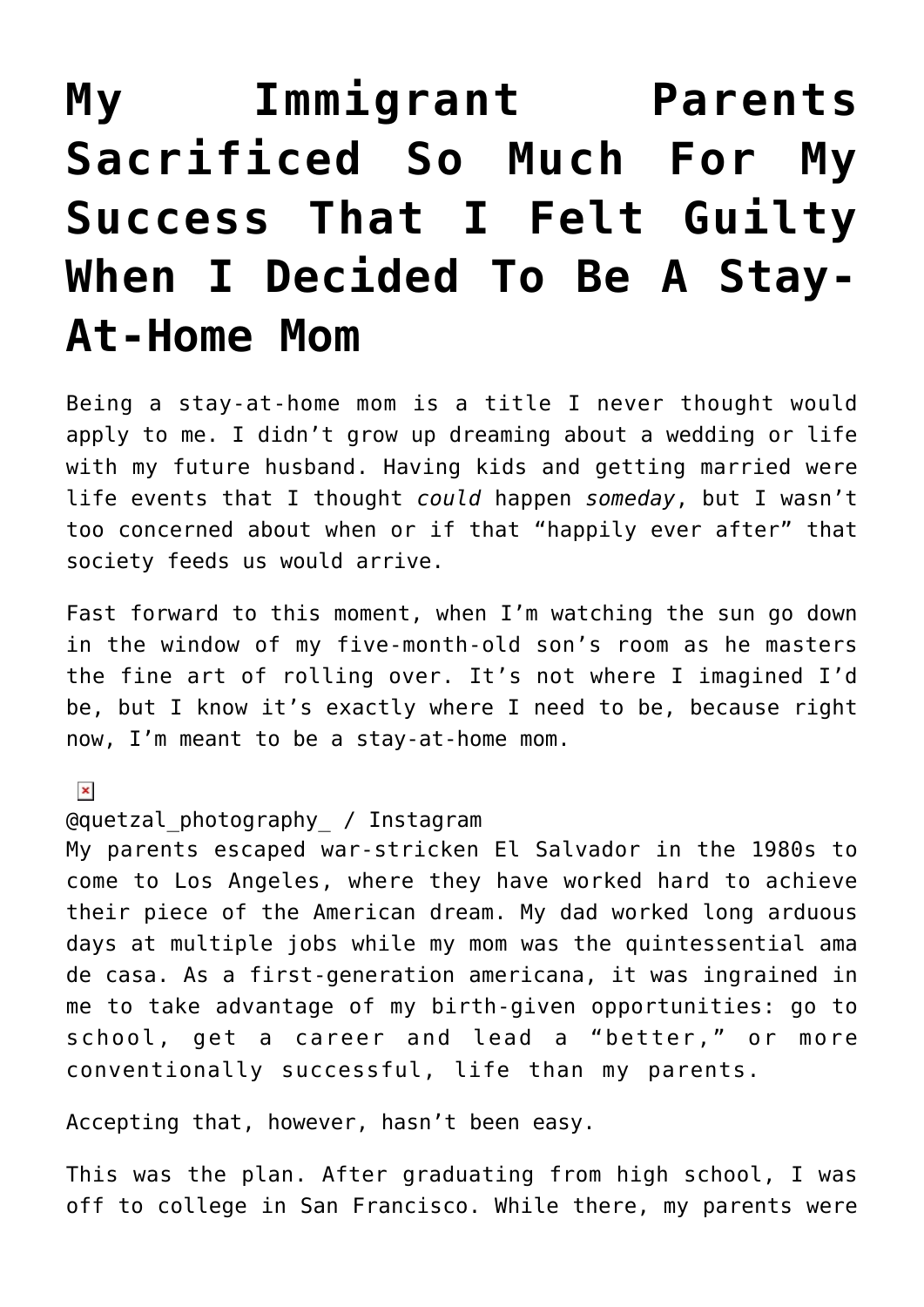# My Immigrant Parents Sacrificed So Much For My Success That I Felt Guilty When I Decided To Be A Stay-At-Home Mom

Being a stay-at-home mom is a title I never thought would apply to me. I didn't grow up dreaming about a wedding or life with my future husband. Having kids and getting married were life events that I thought *could* happen *someday*, but I wasn't too concerned about when or if that "happily ever after" that society feeds us would arrive.

Fast forward to this moment, when I'm watching the sun go down in the window of my five-month-old son's room as he masters the fine art of rolling over. It's not where I imagined I'd be, but I know it's exactly where I need to be, because right now, I'm meant to be a stay-at-home mom.

@quetzal_photography_ / Instagram

My parents escaped war-stricken El Salvador in the 1980s to come to Los Angeles, where they have worked hard to achieve their piece of the American dream. My dad worked long arduous days at multiple jobs while my mom was the quintessential ama de casa. As a first-generation americana, it was ingrained in me to take advantage of my birth-given opportunities: go to school, get a career and lead a "better," or more conventionally successful, life than my parents.

Accepting that, however, hasn't been easy.

This was the plan. After graduating from high school, I was off to college in San Francisco. While there, my parents were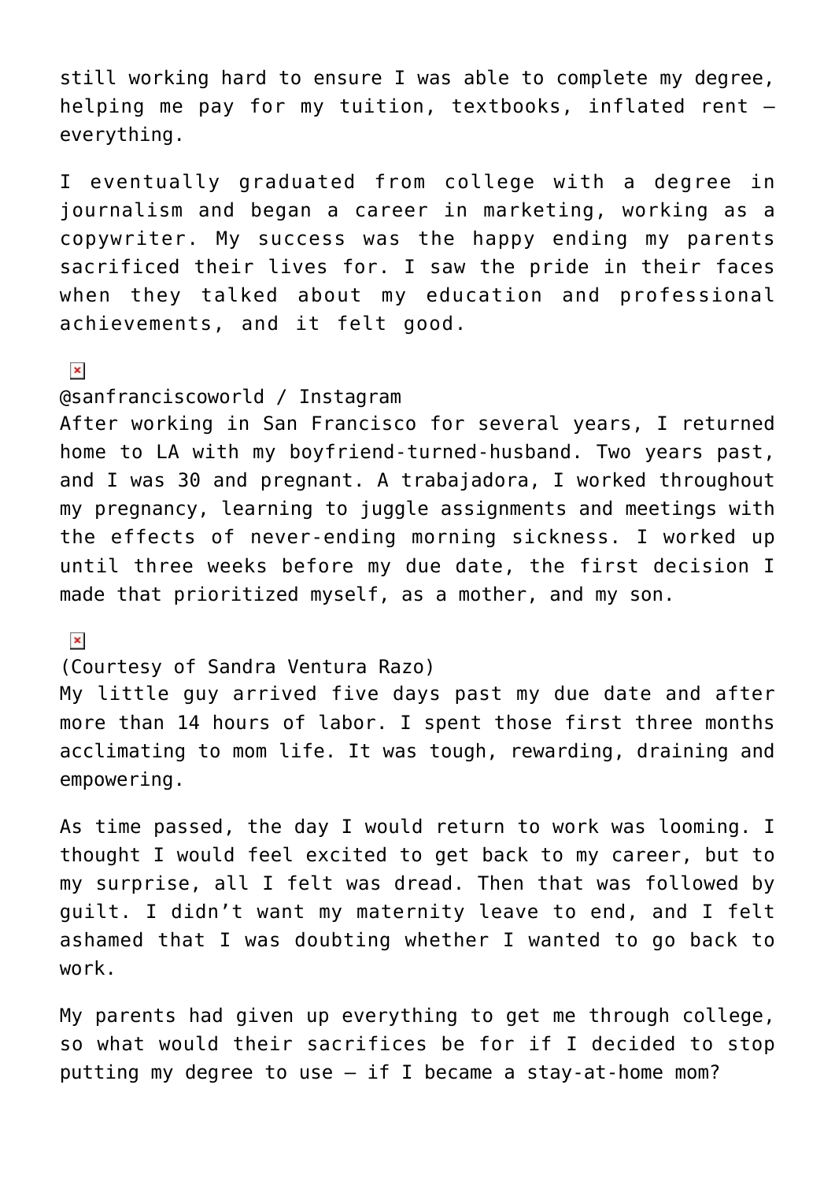still working hard to ensure I was able to complete my degree, helping me pay for my tuition, textbooks, inflated rent – everything.

I eventually graduated from college with a degree in journalism and began a career in marketing, working as a copywriter. My success was the happy ending my parents sacrificed their lives for. I saw the pride in their faces when they talked about my education and professional achievements, and it felt good.

@sanfranciscoworld / Instagram

After working in San Francisco for several years, I returned home to LA with my boyfriend-turned-husband. Two years past, and I was 30 and pregnant. A trabajadora, I worked throughout my pregnancy, learning to juggle assignments and meetings with the effects of never-ending morning sickness. I worked up until three weeks before my due date, the first decision I made that prioritized myself, as a mother, and my son.

(Courtesy of Sandra Ventura Razo)

My little guy arrived five days past my due date and after more than 14 hours of labor. I spent those first three months acclimating to mom life. It was tough, rewarding, draining and empowering.

As time passed, the day I would return to work was looming. I thought I would feel excited to get back to my career, but to my surprise, all I felt was dread. Then that was followed by guilt. I didn't want my maternity leave to end, and I felt ashamed that I was doubting whether I wanted to go back to work.

My parents had given up everything to get me through college, so what would their sacrifices be for if I decided to stop putting my degree to use – if I became a stay-at-home mom?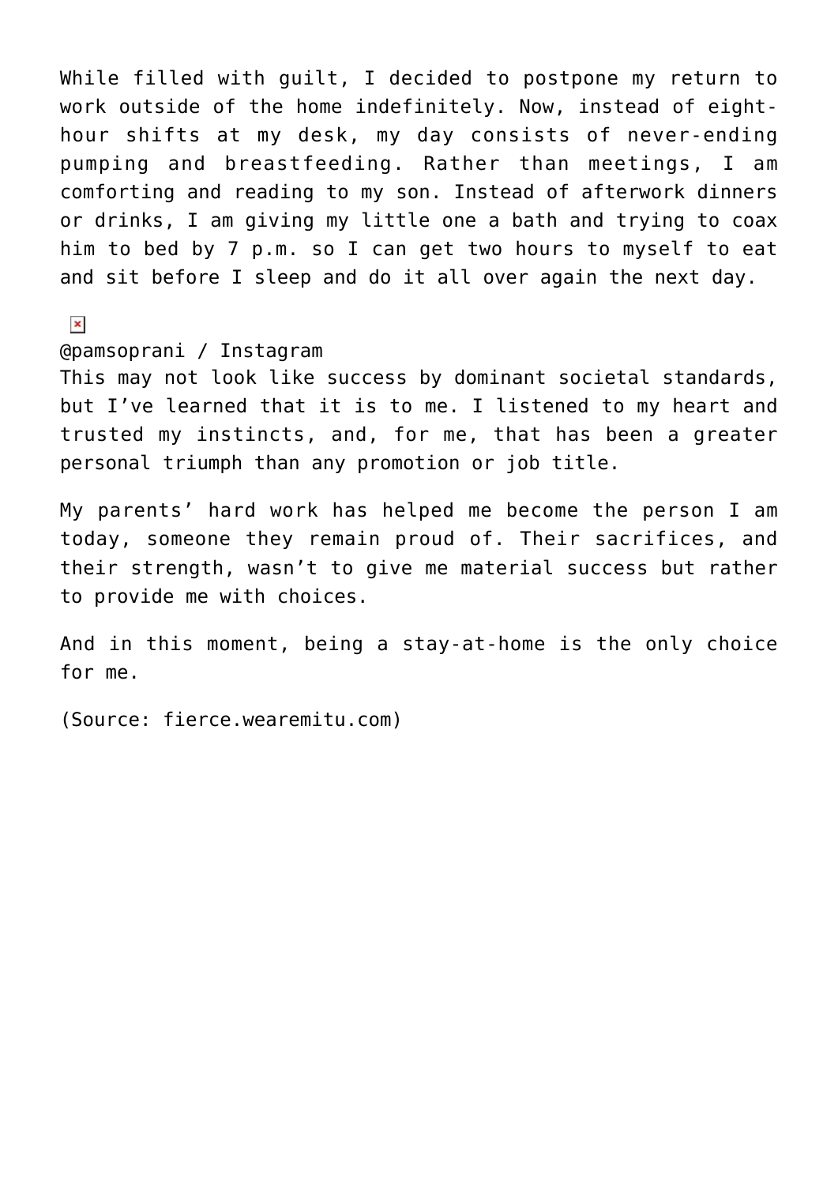While filled with guilt, I decided to postpone my return to work outside of the home indefinitely. Now, instead of eight-hour shifts at my desk, my day consists of never-ending pumping and breastfeeding. Rather than meetings, I am comforting and reading to my son. Instead of afterwork dinners or drinks, I am giving my little one a bath and trying to coax him to bed by 7 p.m. so I can get two hours to myself to eat and sit before I sleep and do it all over again the next day.

@pamsoprani / Instagram

This may not look like success by dominant societal standards, but I've learned that it is to me. I listened to my heart and trusted my instincts, and, for me, that has been a greater personal triumph than any promotion or job title.

My parents' hard work has helped me become the person I am today, someone they remain proud of. Their sacrifices, and their strength, wasn't to give me material success but rather to provide me with choices.

And in this moment, being a stay-at-home is the only choice for me.

(Source: fierce.wearemitu.com)